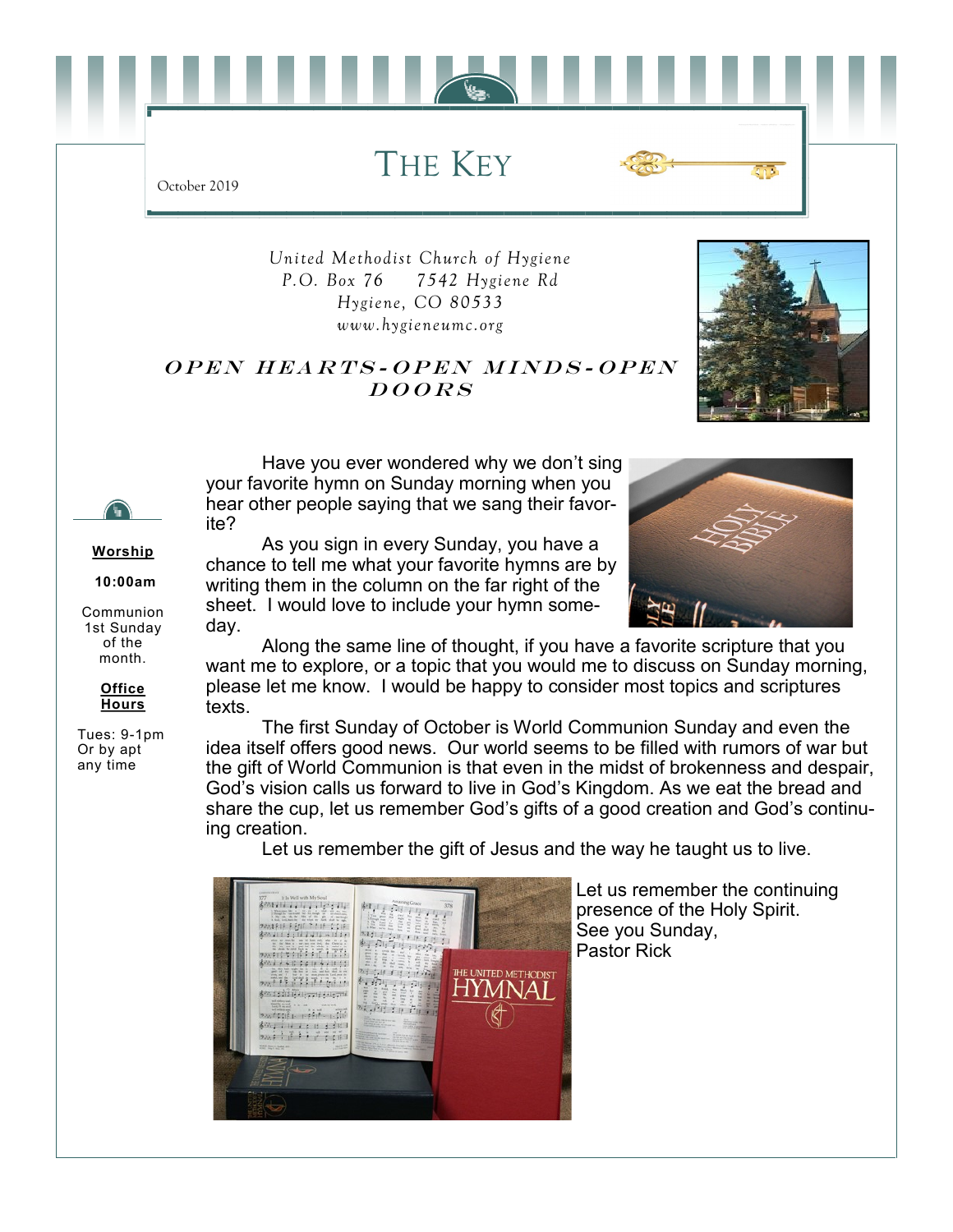# THE KEY

October 2019

*United Methodist Church of Hygiene*
*P.O. Box 76     7542 Hygiene Rd*
*Hygiene, CO 80533*
*www.hygieneumc.org*

## *OPEN HEARTS-OPEN MINDS-OPEN DOORS*

**Worship**

**10:00am**

Communion 1st Sunday of the month.

**Office Hours**

Tues: 9-1pm
Or by apt any time

Have you ever wondered why we don't sing your favorite hymn on Sunday morning when you hear other people saying that we sang their favorite?

As you sign in every Sunday, you have a chance to tell me what your favorite hymns are by writing them in the column on the far right of the sheet. I would love to include your hymn someday.

Along the same line of thought, if you have a favorite scripture that you want me to explore, or a topic that you would me to discuss on Sunday morning, please let me know. I would be happy to consider most topics and scriptures texts.

The first Sunday of October is World Communion Sunday and even the idea itself offers good news. Our world seems to be filled with rumors of war but the gift of World Communion is that even in the midst of brokenness and despair, God's vision calls us forward to live in God's Kingdom. As we eat the bread and share the cup, let us remember God's gifts of a good creation and God's continuing creation.

Let us remember the gift of Jesus and the way he taught us to live.

Let us remember the continuing presence of the Holy Spirit.
See you Sunday,
Pastor Rick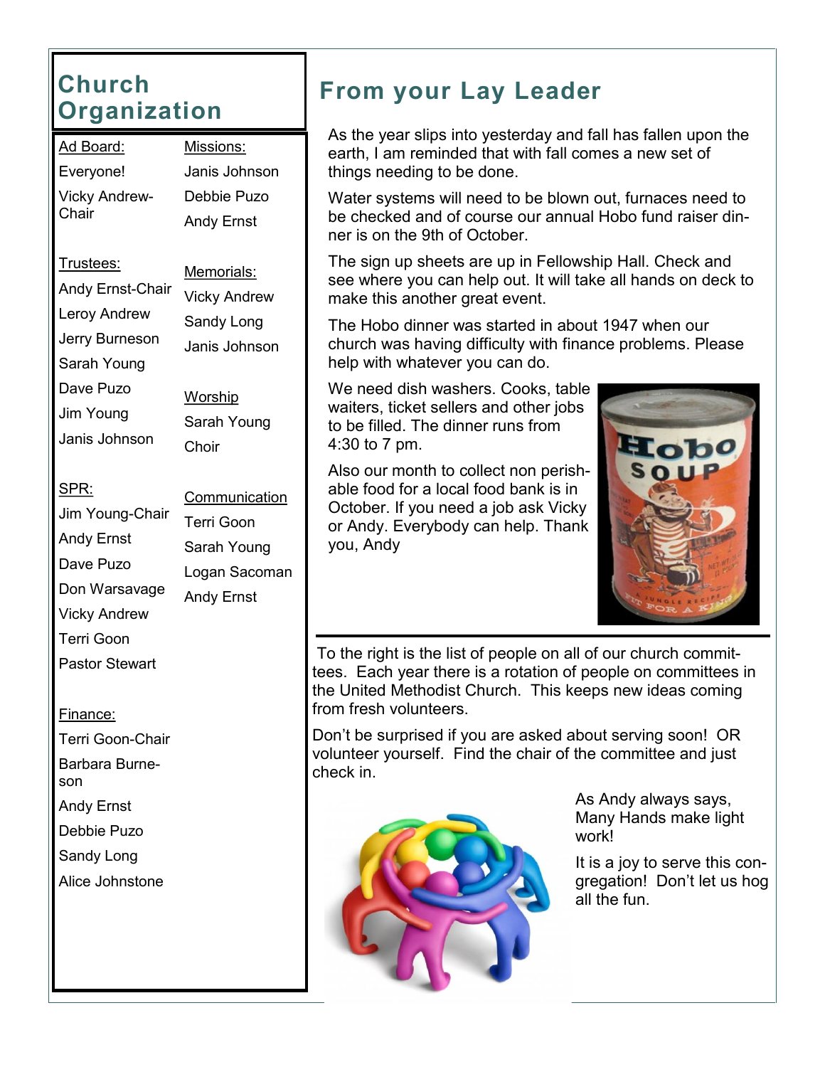## Church Organization

Ad Board:
Everyone!
Vicky Andrew-Chair

Trustees:
Andy Ernst-Chair
Leroy Andrew
Jerry Burneson
Sarah Young
Dave Puzo
Jim Young
Janis Johnson

SPR:
Jim Young-Chair
Andy Ernst
Dave Puzo
Don Warsavage
Vicky Andrew
Terri Goon
Pastor Stewart

Finance:
Terri Goon-Chair
Barbara Burneson
Andy Ernst
Debbie Puzo
Sandy Long
Alice Johnstone

Missions:
Janis Johnson
Debbie Puzo
Andy Ernst

Memorials:
Vicky Andrew
Sandy Long
Janis Johnson

Worship
Sarah Young
Choir

Communication
Terri Goon
Sarah Young
Logan Sacoman
Andy Ernst

## From your Lay Leader

As the year slips into yesterday and fall has fallen upon the earth, I am reminded that with fall comes a new set of things needing to be done.

Water systems will need to be blown out, furnaces need to be checked and of course our annual Hobo fund raiser dinner is on the 9th of October.

The sign up sheets are up in Fellowship Hall. Check and see where you can help out. It will take all hands on deck to make this another great event.

The Hobo dinner was started in about 1947 when our church was having difficulty with finance problems. Please help with whatever you can do.

We need dish washers. Cooks, table waiters, ticket sellers and other jobs to be filled. The dinner runs from 4:30 to 7 pm.

Also our month to collect non perishable food for a local food bank is in October. If you need a job ask Vicky or Andy. Everybody can help. Thank you, Andy

To the right is the list of people on all of our church committees. Each year there is a rotation of people on committees in the United Methodist Church. This keeps new ideas coming from fresh volunteers.

Don't be surprised if you are asked about serving soon! OR volunteer yourself. Find the chair of the committee and just check in.

As Andy always says, Many Hands make light work!

It is a joy to serve this congregation! Don't let us hog all the fun.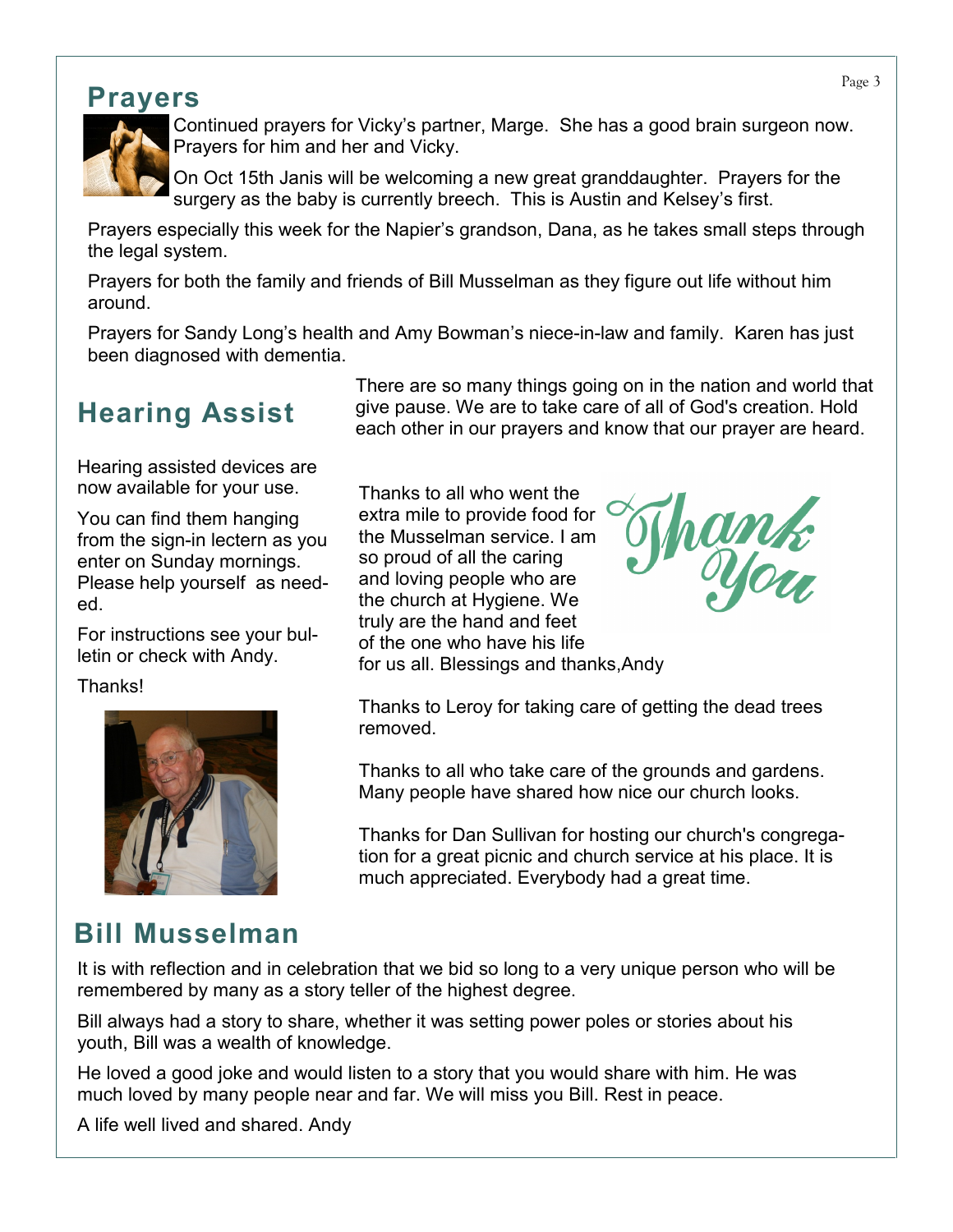## Prayers

Continued prayers for Vicky's partner, Marge. She has a good brain surgeon now. Prayers for him and her and Vicky.

On Oct 15th Janis will be welcoming a new great granddaughter. Prayers for the surgery as the baby is currently breech. This is Austin and Kelsey's first.

Prayers especially this week for the Napier's grandson, Dana, as he takes small steps through the legal system.

Prayers for both the family and friends of Bill Musselman as they figure out life without him around.

Prayers for Sandy Long's health and Amy Bowman's niece-in-law and family. Karen has just been diagnosed with dementia.

There are so many things going on in the nation and world that give pause. We are to take care of all of God's creation. Hold each other in our prayers and know that our prayer are heard.

## Hearing Assist

Hearing assisted devices are now available for your use.

You can find them hanging from the sign-in lectern as you enter on Sunday mornings. Please help yourself as needed.

For instructions see your bulletin or check with Andy.

Thanks!

Thank You

Thanks to all who went the extra mile to provide food for the Musselman service. I am so proud of all the caring and loving people who are the church at Hygiene. We truly are the hand and feet of the one who have his life for us all. Blessings and thanks,Andy

Thanks to Leroy for taking care of getting the dead trees removed.

Thanks to all who take care of the grounds and gardens. Many people have shared how nice our church looks.

Thanks for Dan Sullivan for hosting our church's congregation for a great picnic and church service at his place. It is much appreciated. Everybody had a great time.

## Bill Musselman

It is with reflection and in celebration that we bid so long to a very unique person who will be remembered by many as a story teller of the highest degree.

Bill always had a story to share, whether it was setting power poles or stories about his youth, Bill was a wealth of knowledge.

He loved a good joke and would listen to a story that you would share with him. He was much loved by many people near and far. We will miss you Bill. Rest in peace.

A life well lived and shared. Andy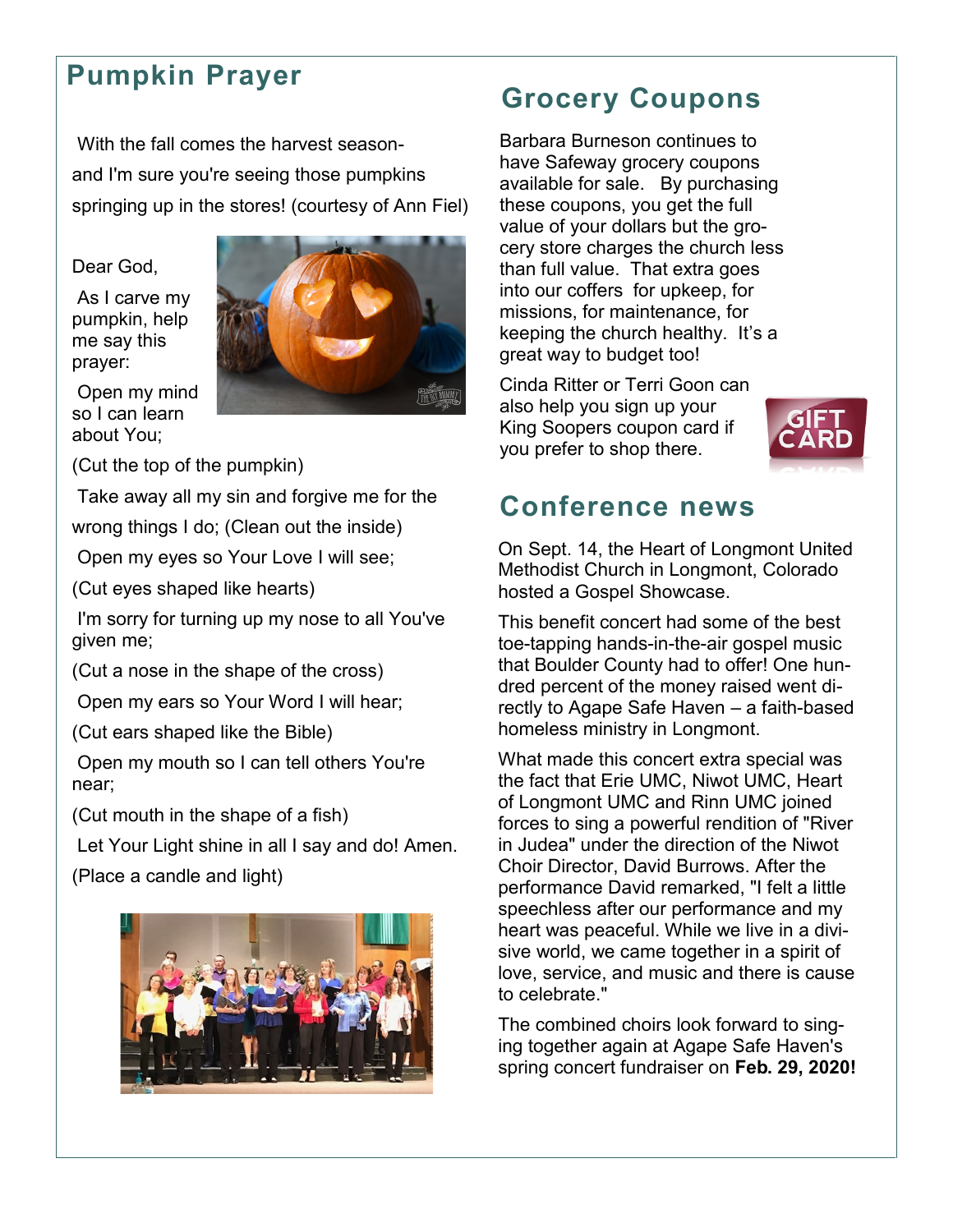## Pumpkin Prayer

With the fall comes the harvest season- and I'm sure you're seeing those pumpkins springing up in the stores! (courtesy of Ann Fiel)

Dear God,

As I carve my pumpkin, help me say this prayer:

Open my mind so I can learn about You;

(Cut the top of the pumpkin)

Take away all my sin and forgive me for the wrong things I do; (Clean out the inside)

Open my eyes so Your Love I will see;

(Cut eyes shaped like hearts)

I'm sorry for turning up my nose to all You've given me;

(Cut a nose in the shape of the cross)

Open my ears so Your Word I will hear;

(Cut ears shaped like the Bible)

Open my mouth so I can tell others You're near;

(Cut mouth in the shape of a fish)

Let Your Light shine in all I say and do! Amen.

(Place a candle and light)

## Grocery Coupons

Barbara Burneson continues to have Safeway grocery coupons available for sale. By purchasing these coupons, you get the full value of your dollars but the grocery store charges the church less than full value. That extra goes into our coffers for upkeep, for missions, for maintenance, for keeping the church healthy. It's a great way to budget too!

Cinda Ritter or Terri Goon can also help you sign up your King Soopers coupon card if you prefer to shop there.

## Conference news

On Sept. 14, the Heart of Longmont United Methodist Church in Longmont, Colorado hosted a Gospel Showcase.

This benefit concert had some of the best toe-tapping hands-in-the-air gospel music that Boulder County had to offer! One hundred percent of the money raised went directly to Agape Safe Haven – a faith-based homeless ministry in Longmont.

What made this concert extra special was the fact that Erie UMC, Niwot UMC, Heart of Longmont UMC and Rinn UMC joined forces to sing a powerful rendition of "River in Judea" under the direction of the Niwot Choir Director, David Burrows. After the performance David remarked, "I felt a little speechless after our performance and my heart was peaceful. While we live in a divisive world, we came together in a spirit of love, service, and music and there is cause to celebrate."

The combined choirs look forward to singing together again at Agape Safe Haven's spring concert fundraiser on **Feb. 29, 2020!**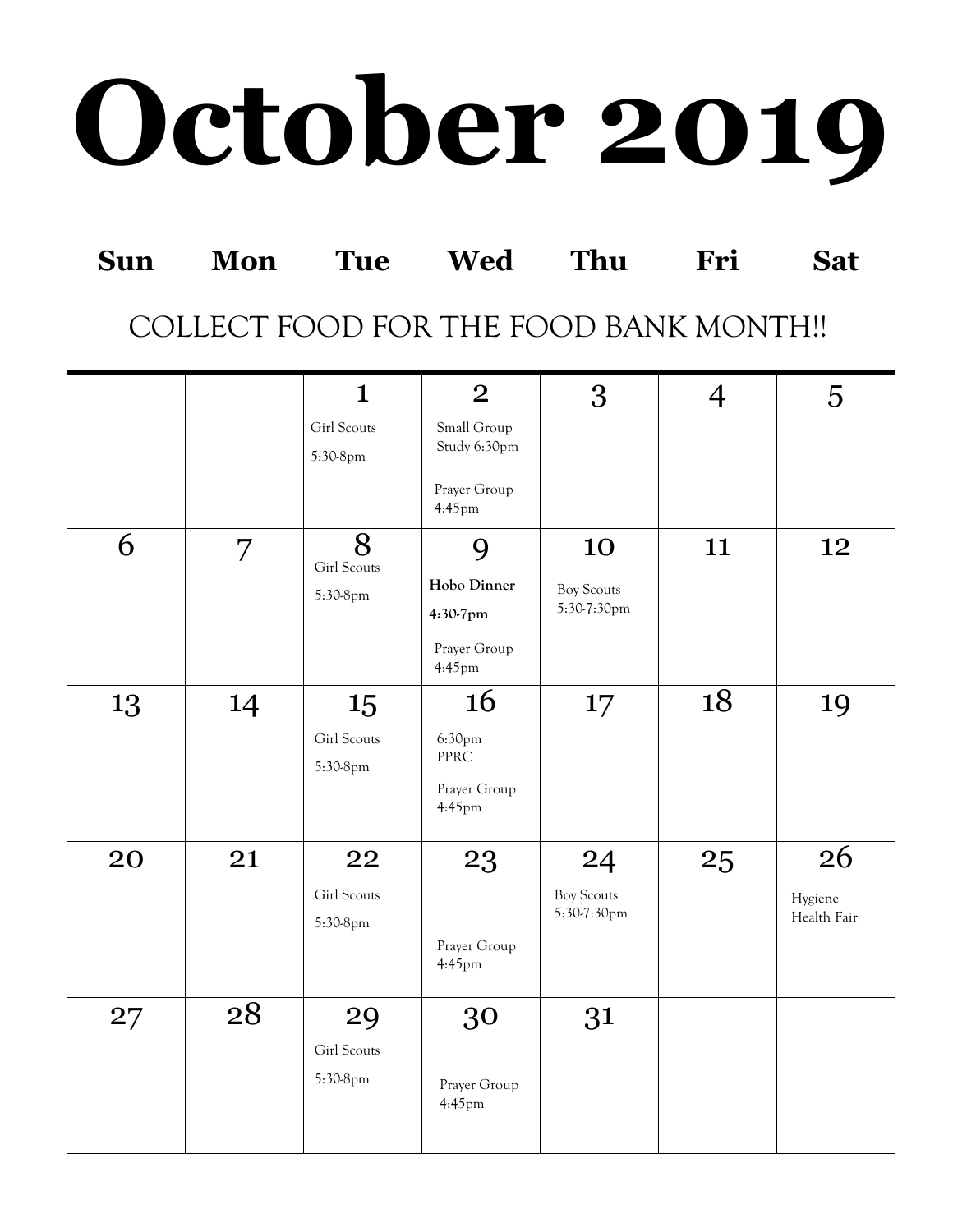# October 2019

COLLECT FOOD FOR THE FOOD BANK MONTH!!

| Sun | Mon | Tue | Wed | Thu | Fri | Sat |
|---|---|---|---|---|---|---|
| | | 1<br>Girl Scouts<br>5:30-8pm | 2<br>Small Group Study 6:30pm<br>Prayer Group 4:45pm | 3 | 4 | 5 |
| 6 | 7 | 8<br>Girl Scouts<br>5:30-8pm | 9<br>**Hobo Dinner**<br>**4:30-7pm**<br>Prayer Group 4:45pm | 10<br>Boy Scouts 5:30-7:30pm | 11 | 12 |
| 13 | 14 | 15<br>Girl Scouts<br>5:30-8pm | 16<br>6:30pm PPRC<br>Prayer Group 4:45pm | 17 | 18 | 19 |
| 20 | 21 | 22<br>Girl Scouts<br>5:30-8pm | 23<br>Prayer Group 4:45pm | 24<br>Boy Scouts 5:30-7:30pm | 25 | 26<br>Hygiene Health Fair |
| 27 | 28 | 29<br>Girl Scouts<br>5:30-8pm | 30<br>Prayer Group 4:45pm | 31 | | |